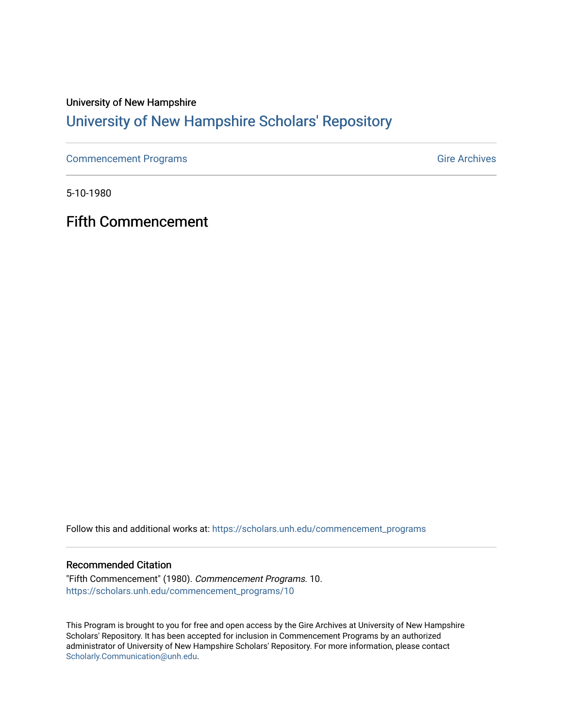University of New Hampshire

# University of New Hampshire Scholars' Repository

Commencement Programs | Gire Archives

5-10-1980

## Fifth Commencement

Follow this and additional works at: https://scholars.unh.edu/commencement_programs

### Recommended Citation

"Fifth Commencement" (1980). *Commencement Programs*. 10.
https://scholars.unh.edu/commencement_programs/10

This Program is brought to you for free and open access by the Gire Archives at University of New Hampshire Scholars' Repository. It has been accepted for inclusion in Commencement Programs by an authorized administrator of University of New Hampshire Scholars' Repository. For more information, please contact Scholarly.Communication@unh.edu.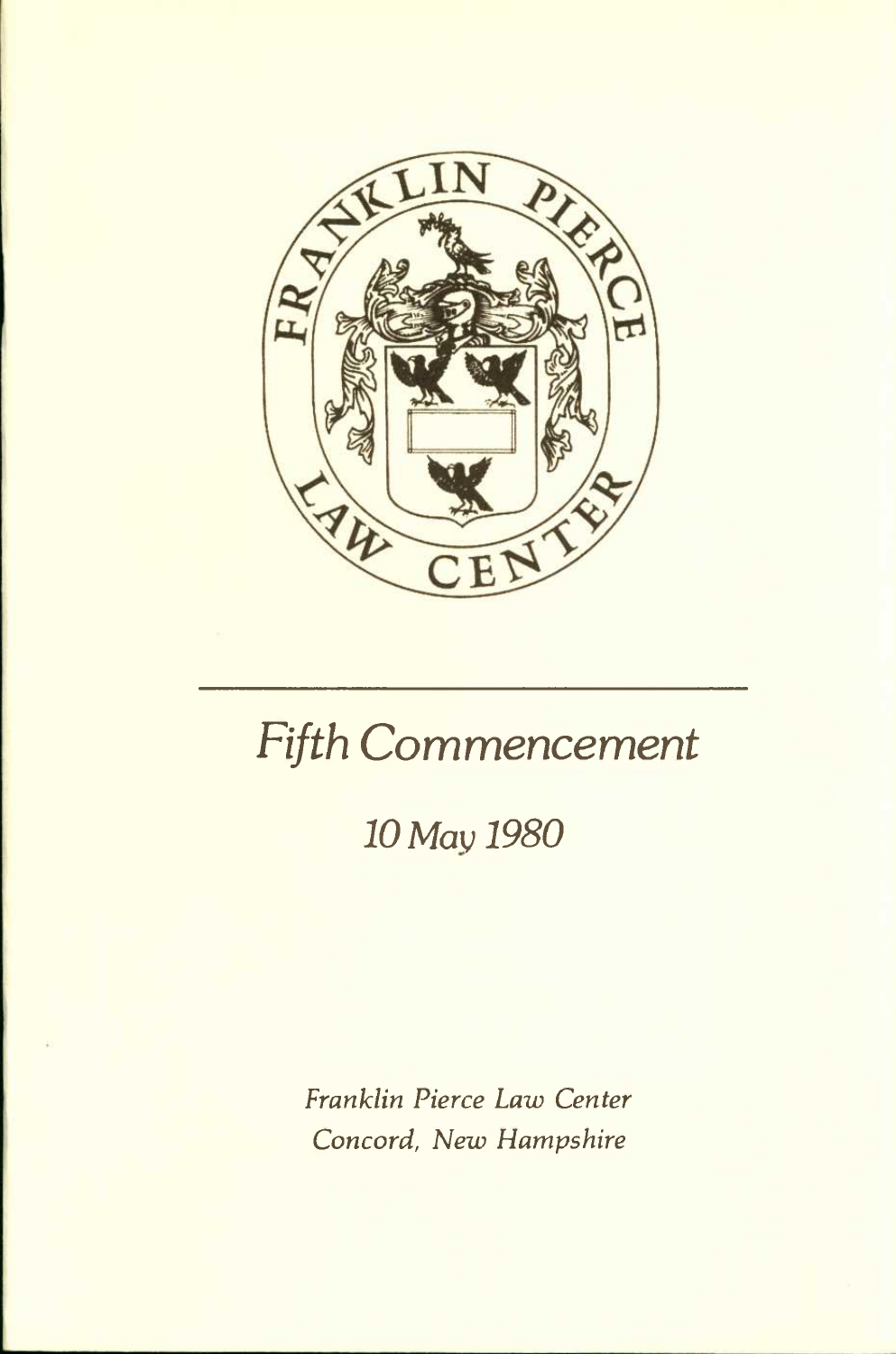# Fifth Commencement

## 10 May 1980

*Franklin Pierce Law Center*
*Concord, New Hampshire*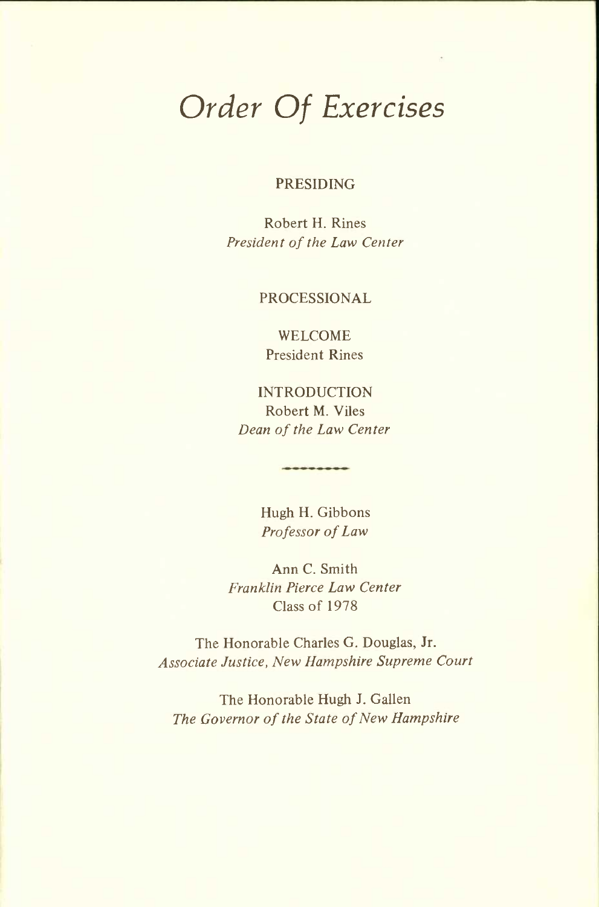# *Order Of Exercises*

PRESIDING

Robert H. Rines
*President of the Law Center*

PROCESSIONAL

WELCOME
President Rines

INTRODUCTION
Robert M. Viles
*Dean of the Law Center*

---

Hugh H. Gibbons
*Professor of Law*

Ann C. Smith
*Franklin Pierce Law Center*
Class of 1978

The Honorable Charles G. Douglas, Jr.
*Associate Justice, New Hampshire Supreme Court*

The Honorable Hugh J. Gallen
*The Governor of the State of New Hampshire*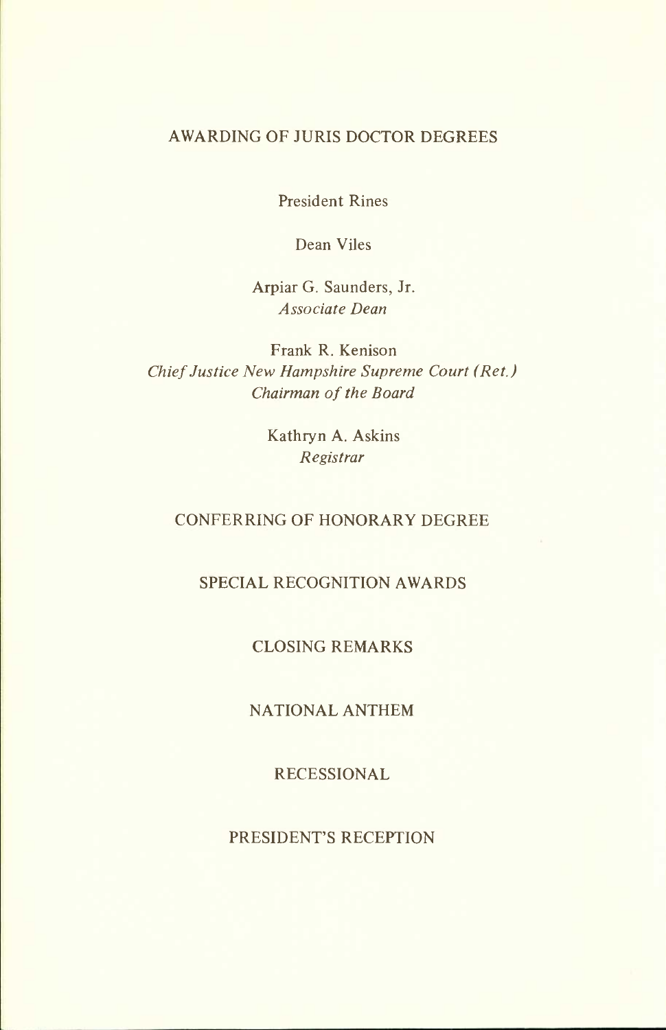## AWARDING OF JURIS DOCTOR DEGREES

President Rines

Dean Viles

Arpiar G. Saunders, Jr.
*Associate Dean*

Frank R. Kenison
*Chief Justice New Hampshire Supreme Court (Ret.)*
*Chairman of the Board*

Kathryn A. Askins
*Registrar*

## CONFERRING OF HONORARY DEGREE

## SPECIAL RECOGNITION AWARDS

## CLOSING REMARKS

## NATIONAL ANTHEM

## RECESSIONAL

## PRESIDENT'S RECEPTION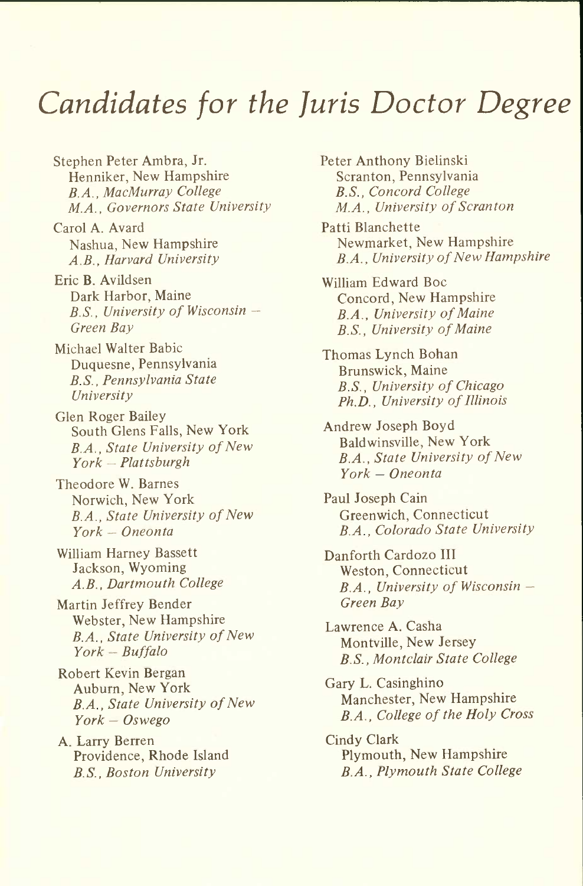# Candidates for the Juris Doctor Degree

Stephen Peter Ambra, Jr.
Henniker, New Hampshire
*B.A., MacMurray College*
*M.A., Governors State University*

Carol A. Avard
Nashua, New Hampshire
*A.B., Harvard University*

Eric B. Avildsen
Dark Harbor, Maine
*B.S., University of Wisconsin – Green Bay*

Michael Walter Babic
Duquesne, Pennsylvania
*B.S., Pennsylvania State University*

Glen Roger Bailey
South Glens Falls, New York
*B.A., State University of New York – Plattsburgh*

Theodore W. Barnes
Norwich, New York
*B.A., State University of New York – Oneonta*

William Harney Bassett
Jackson, Wyoming
*A.B., Dartmouth College*

Martin Jeffrey Bender
Webster, New Hampshire
*B.A., State University of New York – Buffalo*

Robert Kevin Bergan
Auburn, New York
*B.A., State University of New York – Oswego*

A. Larry Berren
Providence, Rhode Island
*B.S., Boston University*

Peter Anthony Bielinski
Scranton, Pennsylvania
*B.S., Concord College*
*M.A., University of Scranton*

Patti Blanchette
Newmarket, New Hampshire
*B.A., University of New Hampshire*

William Edward Boc
Concord, New Hampshire
*B.A., University of Maine*
*B.S., University of Maine*

Thomas Lynch Bohan
Brunswick, Maine
*B.S., University of Chicago*
*Ph.D., University of Illinois*

Andrew Joseph Boyd
Baldwinsville, New York
*B.A., State University of New York – Oneonta*

Paul Joseph Cain
Greenwich, Connecticut
*B.A., Colorado State University*

Danforth Cardozo III
Weston, Connecticut
*B.A., University of Wisconsin – Green Bay*

Lawrence A. Casha
Montville, New Jersey
*B.S., Montclair State College*

Gary L. Casinghino
Manchester, New Hampshire
*B.A., College of the Holy Cross*

Cindy Clark
Plymouth, New Hampshire
*B.A., Plymouth State College*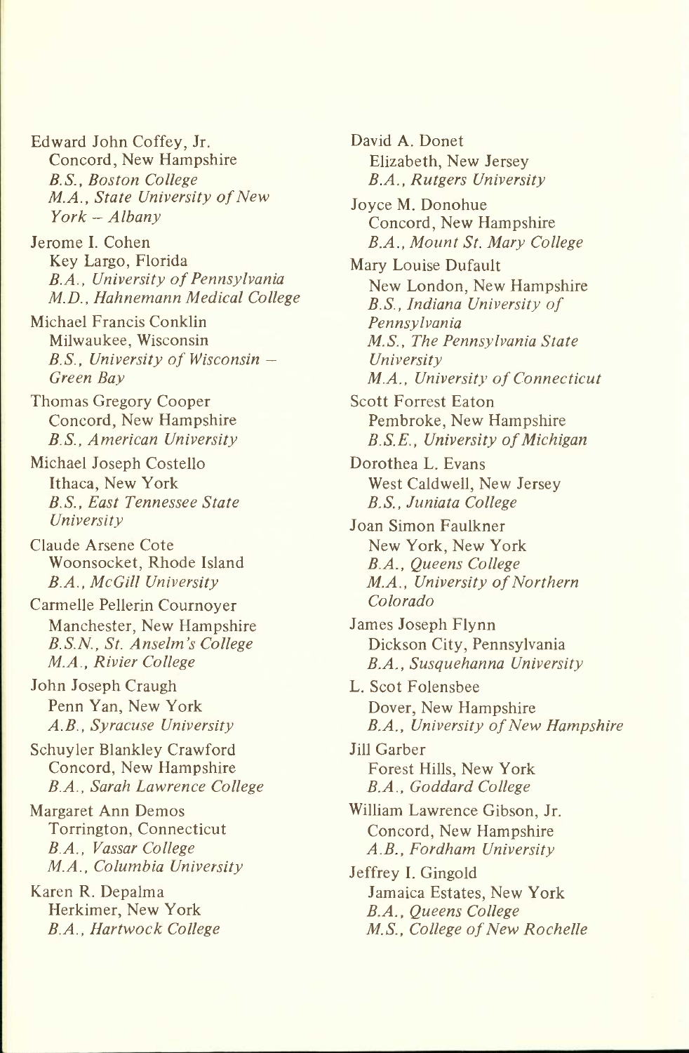Edward John Coffey, Jr.
Concord, New Hampshire
*B.S., Boston College*
*M.A., State University of New York – Albany*

Jerome I. Cohen
Key Largo, Florida
*B.A., University of Pennsylvania*
*M.D., Hahnemann Medical College*

Michael Francis Conklin
Milwaukee, Wisconsin
*B.S., University of Wisconsin – Green Bay*

Thomas Gregory Cooper
Concord, New Hampshire
*B.S., American University*

Michael Joseph Costello
Ithaca, New York
*B.S., East Tennessee State University*

Claude Arsene Cote
Woonsocket, Rhode Island
*B.A., McGill University*

Carmelle Pellerin Cournoyer
Manchester, New Hampshire
*B.S.N., St. Anselm's College*
*M.A., Rivier College*

John Joseph Craugh
Penn Yan, New York
*A.B., Syracuse University*

Schuyler Blankley Crawford
Concord, New Hampshire
*B.A., Sarah Lawrence College*

Margaret Ann Demos
Torrington, Connecticut
*B.A., Vassar College*
*M.A., Columbia University*

Karen R. Depalma
Herkimer, New York
*B.A., Hartwock College*

David A. Donet
Elizabeth, New Jersey
*B.A., Rutgers University*

Joyce M. Donohue
Concord, New Hampshire
*B.A., Mount St. Mary College*

Mary Louise Dufault
New London, New Hampshire
*B.S., Indiana University of Pennsylvania*
*M.S., The Pennsylvania State University*
*M.A., University of Connecticut*

Scott Forrest Eaton
Pembroke, New Hampshire
*B.S.E., University of Michigan*

Dorothea L. Evans
West Caldwell, New Jersey
*B.S., Juniata College*

Joan Simon Faulkner
New York, New York
*B.A., Queens College*
*M.A., University of Northern Colorado*

James Joseph Flynn
Dickson City, Pennsylvania
*B.A., Susquehanna University*

L. Scot Folensbee
Dover, New Hampshire
*B.A., University of New Hampshire*

Jill Garber
Forest Hills, New York
*B.A., Goddard College*

William Lawrence Gibson, Jr.
Concord, New Hampshire
*A.B., Fordham University*

Jeffrey I. Gingold
Jamaica Estates, New York
*B.A., Queens College*
*M.S., College of New Rochelle*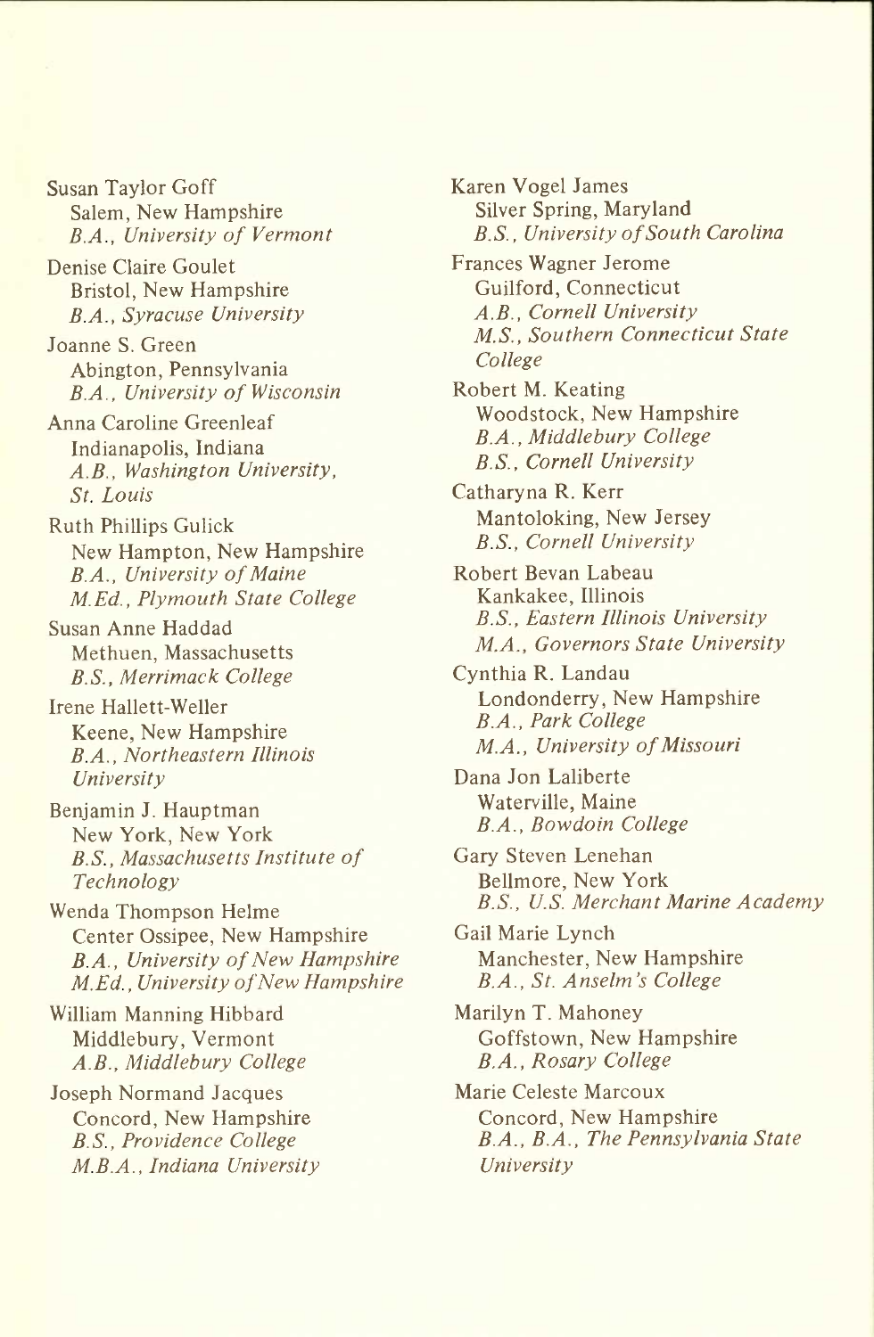Susan Taylor Goff
Salem, New Hampshire
*B.A., University of Vermont*

Denise Claire Goulet
Bristol, New Hampshire
*B.A., Syracuse University*

Joanne S. Green
Abington, Pennsylvania
*B.A., University of Wisconsin*

Anna Caroline Greenleaf
Indianapolis, Indiana
*A.B., Washington University, St. Louis*

Ruth Phillips Gulick
New Hampton, New Hampshire
*B.A., University of Maine*
*M.Ed., Plymouth State College*

Susan Anne Haddad
Methuen, Massachusetts
*B.S., Merrimack College*

Irene Hallett-Weller
Keene, New Hampshire
*B.A., Northeastern Illinois University*

Benjamin J. Hauptman
New York, New York
*B.S., Massachusetts Institute of Technology*

Wenda Thompson Helme
Center Ossipee, New Hampshire
*B.A., University of New Hampshire*
*M.Ed., University of New Hampshire*

William Manning Hibbard
Middlebury, Vermont
*A.B., Middlebury College*

Joseph Normand Jacques
Concord, New Hampshire
*B.S., Providence College*
*M.B.A., Indiana University*

Karen Vogel James
Silver Spring, Maryland
*B.S., University of South Carolina*

Frances Wagner Jerome
Guilford, Connecticut
*A.B., Cornell University*
*M.S., Southern Connecticut State College*

Robert M. Keating
Woodstock, New Hampshire
*B.A., Middlebury College*
*B.S., Cornell University*

Catharyna R. Kerr
Mantoloking, New Jersey
*B.S., Cornell University*

Robert Bevan Labeau
Kankakee, Illinois
*B.S., Eastern Illinois University*
*M.A., Governors State University*

Cynthia R. Landau
Londonderry, New Hampshire
*B.A., Park College*
*M.A., University of Missouri*

Dana Jon Laliberte
Waterville, Maine
*B.A., Bowdoin College*

Gary Steven Lenehan
Bellmore, New York
*B.S., U.S. Merchant Marine Academy*

Gail Marie Lynch
Manchester, New Hampshire
*B.A., St. Anselm's College*

Marilyn T. Mahoney
Goffstown, New Hampshire
*B.A., Rosary College*

Marie Celeste Marcoux
Concord, New Hampshire
*B.A., B.A., The Pennsylvania State University*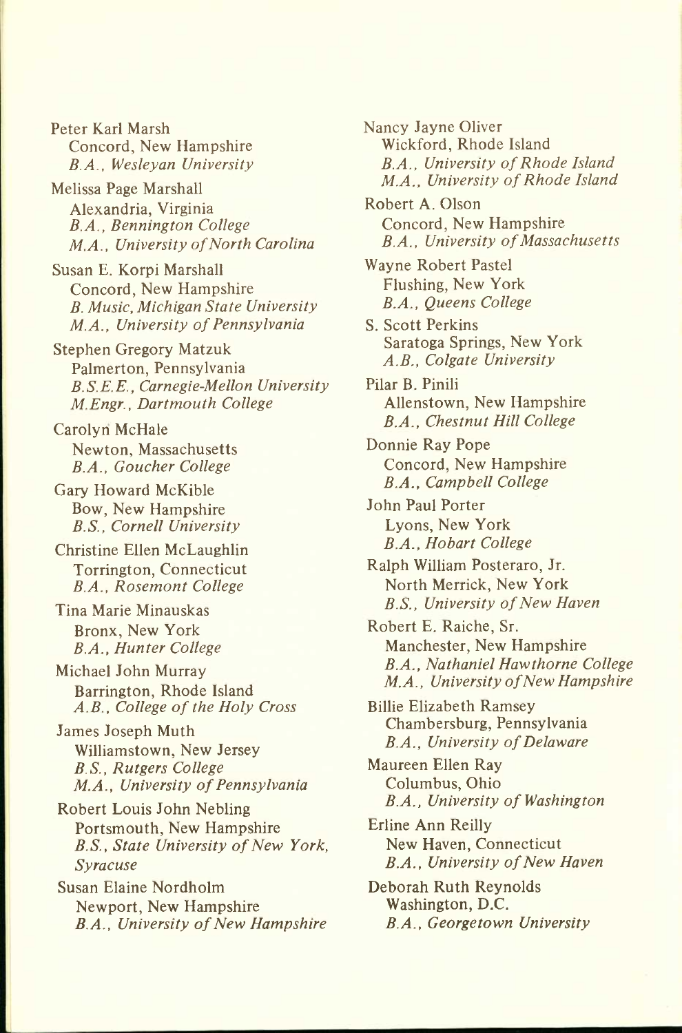Peter Karl Marsh
Concord, New Hampshire
*B.A., Wesleyan University*

Melissa Page Marshall
Alexandria, Virginia
*B.A., Bennington College*
*M.A., University of North Carolina*

Susan E. Korpi Marshall
Concord, New Hampshire
*B. Music, Michigan State University*
*M.A., University of Pennsylvania*

Stephen Gregory Matzuk
Palmerton, Pennsylvania
*B.S.E.E., Carnegie-Mellon University*
*M.Engr., Dartmouth College*

Carolyn McHale
Newton, Massachusetts
*B.A., Goucher College*

Gary Howard McKible
Bow, New Hampshire
*B.S., Cornell University*

Christine Ellen McLaughlin
Torrington, Connecticut
*B.A., Rosemont College*

Tina Marie Minauskas
Bronx, New York
*B.A., Hunter College*

Michael John Murray
Barrington, Rhode Island
*A.B., College of the Holy Cross*

James Joseph Muth
Williamstown, New Jersey
*B.S., Rutgers College*
*M.A., University of Pennsylvania*

Robert Louis John Nebling
Portsmouth, New Hampshire
*B.S., State University of New York, Syracuse*

Susan Elaine Nordholm
Newport, New Hampshire
*B.A., University of New Hampshire*

Nancy Jayne Oliver
Wickford, Rhode Island
*B.A., University of Rhode Island*
*M.A., University of Rhode Island*

Robert A. Olson
Concord, New Hampshire
*B.A., University of Massachusetts*

Wayne Robert Pastel
Flushing, New York
*B.A., Queens College*

S. Scott Perkins
Saratoga Springs, New York
*A.B., Colgate University*

Pilar B. Pinili
Allenstown, New Hampshire
*B.A., Chestnut Hill College*

Donnie Ray Pope
Concord, New Hampshire
*B.A., Campbell College*

John Paul Porter
Lyons, New York
*B.A., Hobart College*

Ralph William Posteraro, Jr.
North Merrick, New York
*B.S., University of New Haven*

Robert E. Raiche, Sr.
Manchester, New Hampshire
*B.A., Nathaniel Hawthorne College*
*M.A., University of New Hampshire*

Billie Elizabeth Ramsey
Chambersburg, Pennsylvania
*B.A., University of Delaware*

Maureen Ellen Ray
Columbus, Ohio
*B.A., University of Washington*

Erline Ann Reilly
New Haven, Connecticut
*B.A., University of New Haven*

Deborah Ruth Reynolds
Washington, D.C.
*B.A., Georgetown University*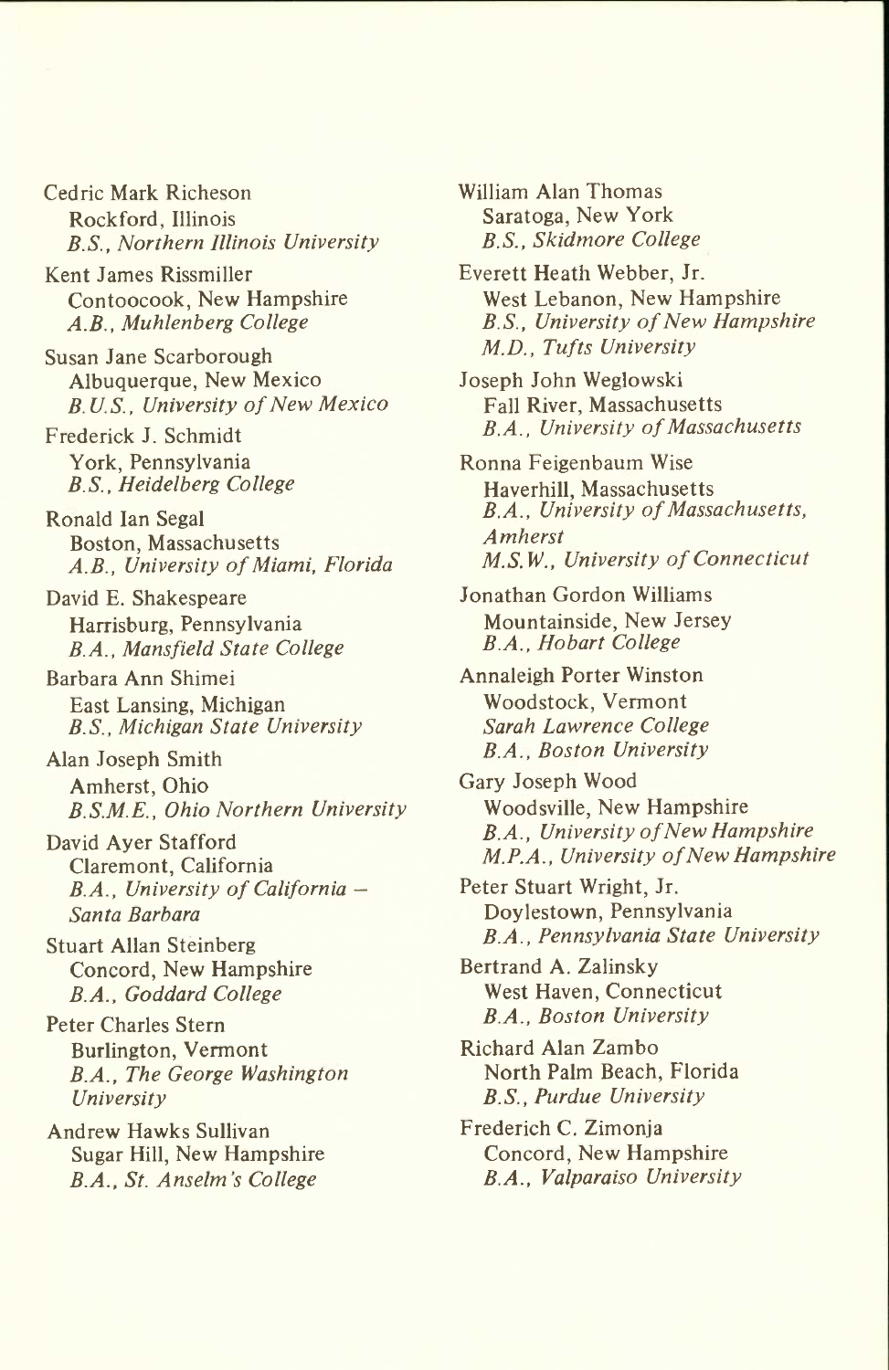Cedric Mark Richeson
Rockford, Illinois
*B.S., Northern Illinois University*

Kent James Rissmiller
Contoocook, New Hampshire
*A.B., Muhlenberg College*

Susan Jane Scarborough
Albuquerque, New Mexico
*B.U.S., University of New Mexico*

Frederick J. Schmidt
York, Pennsylvania
*B.S., Heidelberg College*

Ronald Ian Segal
Boston, Massachusetts
*A.B., University of Miami, Florida*

David E. Shakespeare
Harrisburg, Pennsylvania
*B.A., Mansfield State College*

Barbara Ann Shimei
East Lansing, Michigan
*B.S., Michigan State University*

Alan Joseph Smith
Amherst, Ohio
*B.S.M.E., Ohio Northern University*

David Ayer Stafford
Claremont, California
*B.A., University of California – Santa Barbara*

Stuart Allan Steinberg
Concord, New Hampshire
*B.A., Goddard College*

Peter Charles Stern
Burlington, Vermont
*B.A., The George Washington University*

Andrew Hawks Sullivan
Sugar Hill, New Hampshire
*B.A., St. Anselm's College*

William Alan Thomas
Saratoga, New York
*B.S., Skidmore College*

Everett Heath Webber, Jr.
West Lebanon, New Hampshire
*B.S., University of New Hampshire*
*M.D., Tufts University*

Joseph John Weglowski
Fall River, Massachusetts
*B.A., University of Massachusetts*

Ronna Feigenbaum Wise
Haverhill, Massachusetts
*B.A., University of Massachusetts, Amherst*
*M.S.W., University of Connecticut*

Jonathan Gordon Williams
Mountainside, New Jersey
*B.A., Hobart College*

Annaleigh Porter Winston
Woodstock, Vermont
*Sarah Lawrence College*
*B.A., Boston University*

Gary Joseph Wood
Woodsville, New Hampshire
*B.A., University of New Hampshire*
*M.P.A., University of New Hampshire*

Peter Stuart Wright, Jr.
Doylestown, Pennsylvania
*B.A., Pennsylvania State University*

Bertrand A. Zalinsky
West Haven, Connecticut
*B.A., Boston University*

Richard Alan Zambo
North Palm Beach, Florida
*B.S., Purdue University*

Frederich C. Zimonja
Concord, New Hampshire
*B.A., Valparaiso University*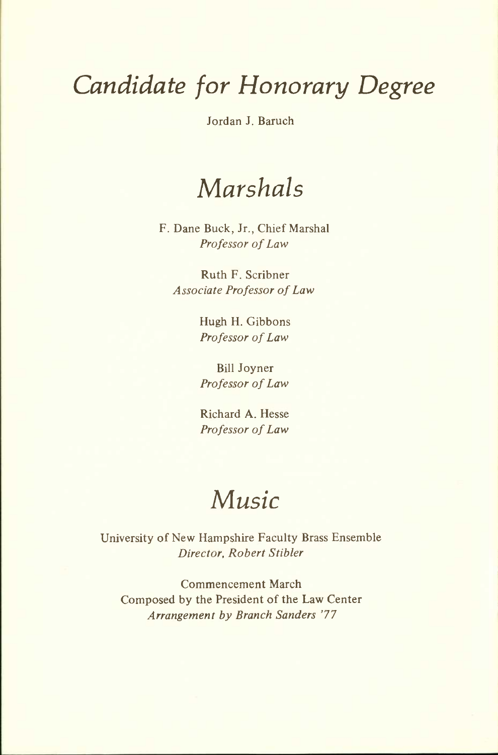# *Candidate for Honorary Degree*

Jordan J. Baruch

# *Marshals*

F. Dane Buck, Jr., Chief Marshal
*Professor of Law*

Ruth F. Scribner
*Associate Professor of Law*

Hugh H. Gibbons
*Professor of Law*

Bill Joyner
*Professor of Law*

Richard A. Hesse
*Professor of Law*

# *Music*

University of New Hampshire Faculty Brass Ensemble
*Director, Robert Stibler*

Commencement March
Composed by the President of the Law Center
*Arrangement by Branch Sanders '77*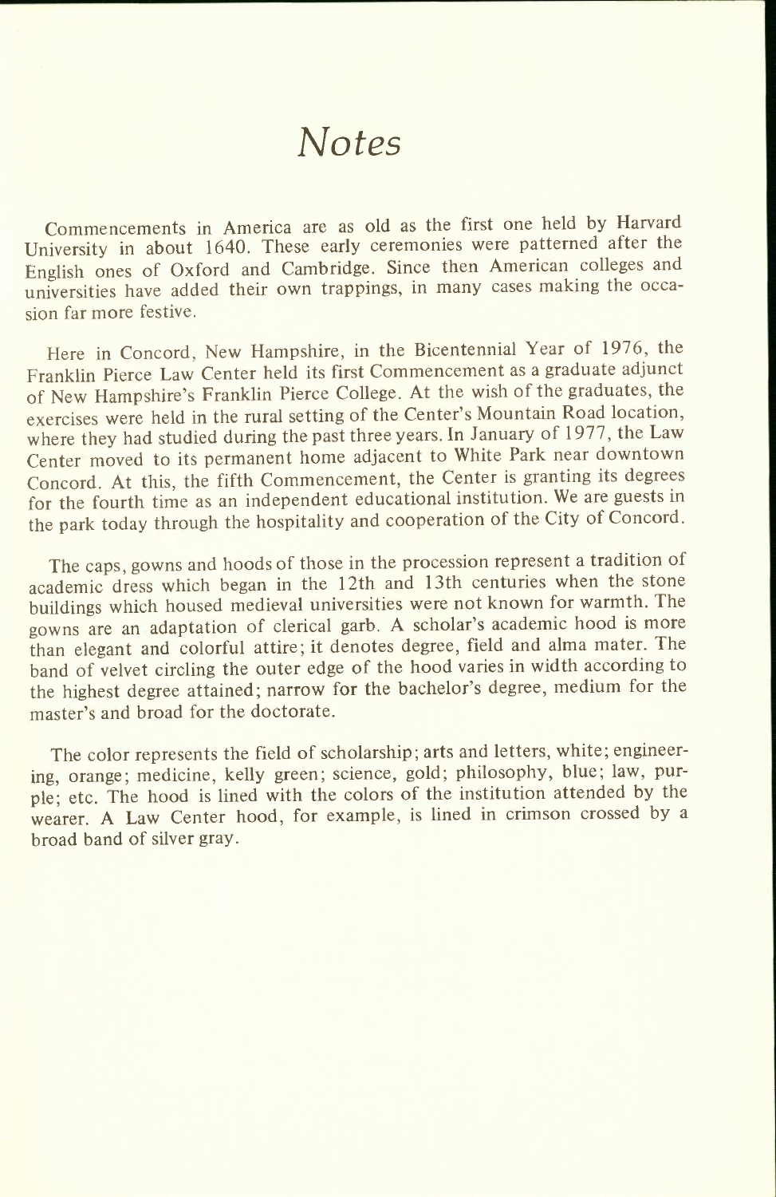# *Notes*

Commencements in America are as old as the first one held by Harvard University in about 1640. These early ceremonies were patterned after the English ones of Oxford and Cambridge. Since then American colleges and universities have added their own trappings, in many cases making the occasion far more festive.

Here in Concord, New Hampshire, in the Bicentennial Year of 1976, the Franklin Pierce Law Center held its first Commencement as a graduate adjunct of New Hampshire's Franklin Pierce College. At the wish of the graduates, the exercises were held in the rural setting of the Center's Mountain Road location, where they had studied during the past three years. In January of 1977, the Law Center moved to its permanent home adjacent to White Park near downtown Concord. At this, the fifth Commencement, the Center is granting its degrees for the fourth time as an independent educational institution. We are guests in the park today through the hospitality and cooperation of the City of Concord.

The caps, gowns and hoods of those in the procession represent a tradition of academic dress which began in the 12th and 13th centuries when the stone buildings which housed medieval universities were not known for warmth. The gowns are an adaptation of clerical garb. A scholar's academic hood is more than elegant and colorful attire; it denotes degree, field and alma mater. The band of velvet circling the outer edge of the hood varies in width according to the highest degree attained; narrow for the bachelor's degree, medium for the master's and broad for the doctorate.

The color represents the field of scholarship; arts and letters, white; engineering, orange; medicine, kelly green; science, gold; philosophy, blue; law, purple; etc. The hood is lined with the colors of the institution attended by the wearer. A Law Center hood, for example, is lined in crimson crossed by a broad band of silver gray.